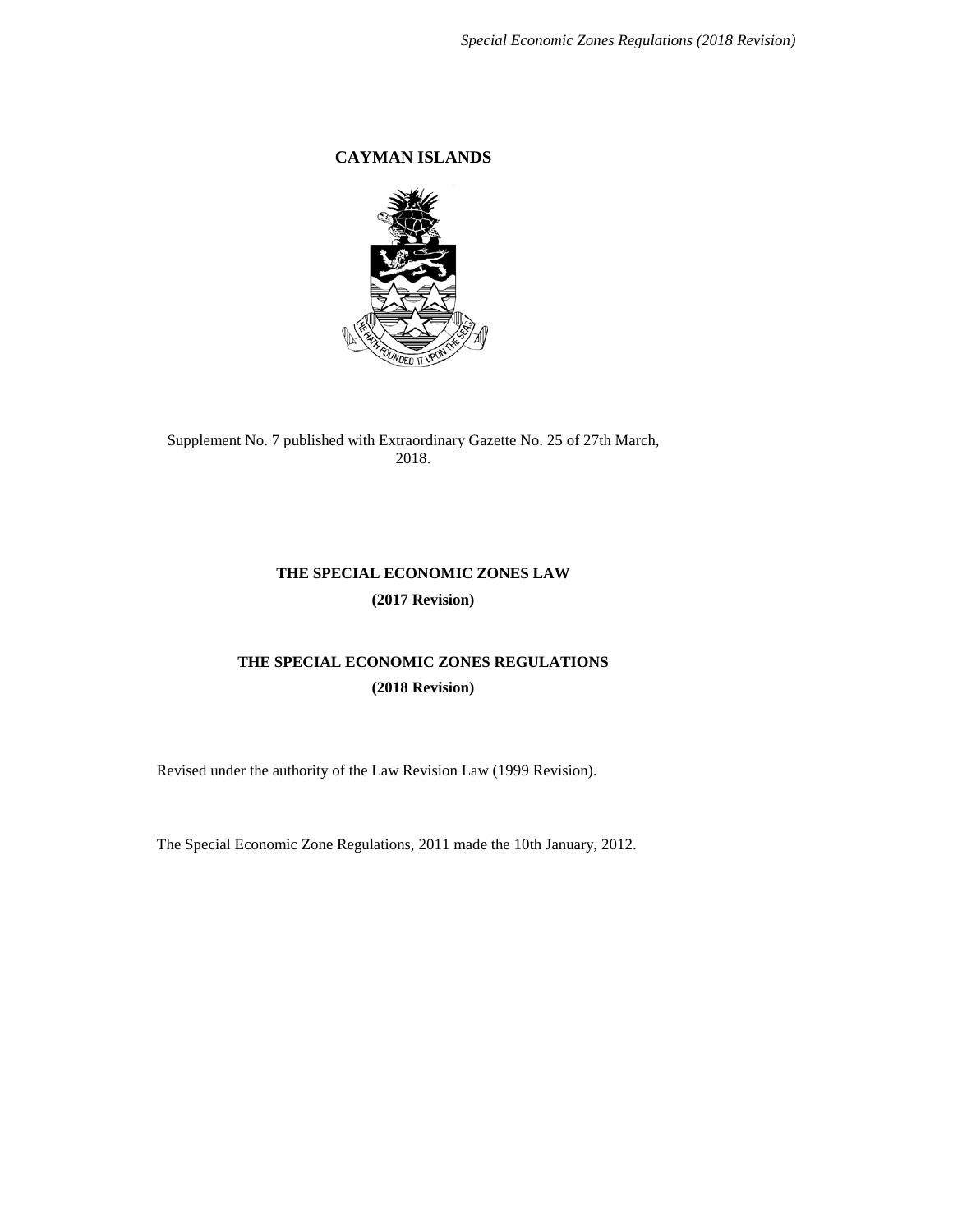# CAYMAN ISLANDS

Supplement No. 7 published with Extraordinary Gazette No. 25 of 27th March, 2018.

## THE SPECIAL ECONOMIC ZONES LAW

**(2017 Revision)**

## THE SPECIAL ECONOMIC ZONES REGULATIONS

**(2018 Revision)**

Revised under the authority of the Law Revision Law (1999 Revision).

The Special Economic Zone Regulations, 2011 made the 10th January, 2012.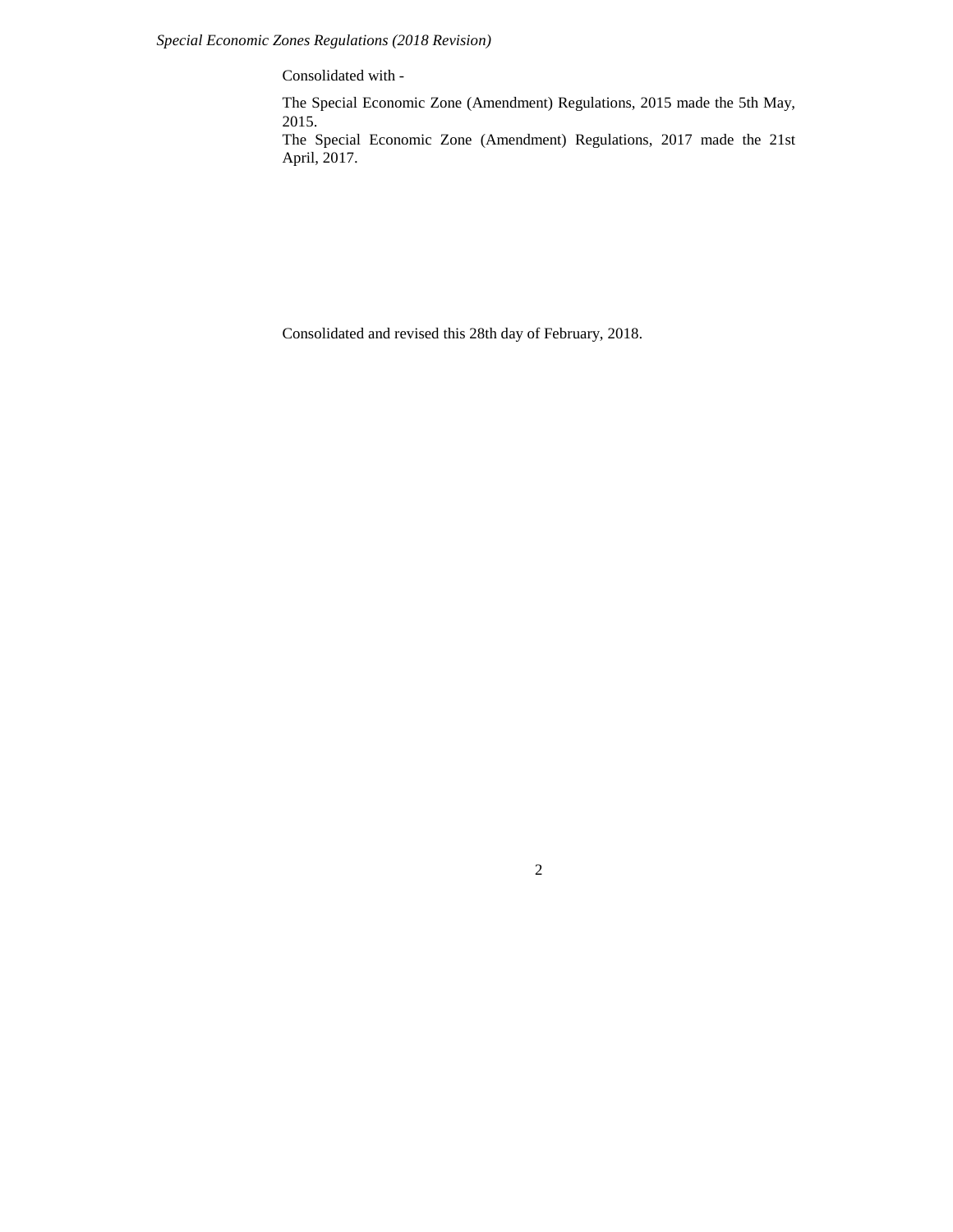Consolidated with -

The Special Economic Zone (Amendment) Regulations, 2015 made the 5th May, 2015.

The Special Economic Zone (Amendment) Regulations, 2017 made the 21st April, 2017.

Consolidated and revised this 28th day of February, 2018.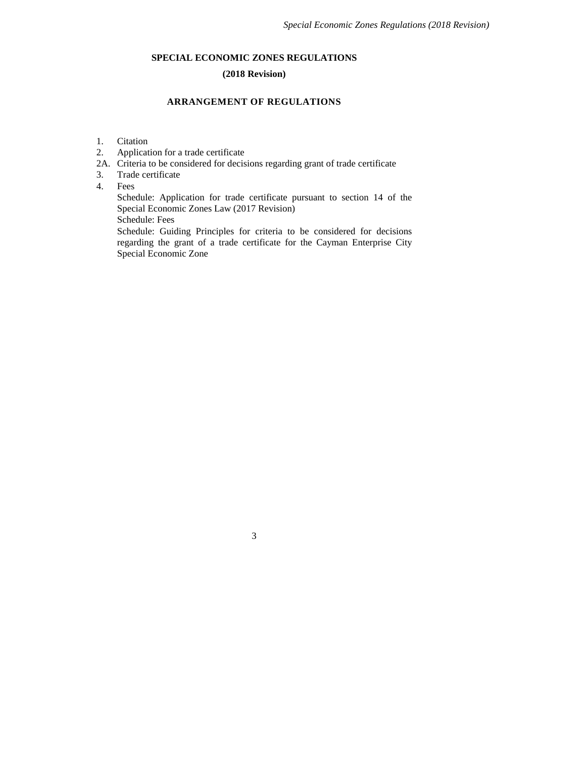# SPECIAL ECONOMIC ZONES REGULATIONS

## (2018 Revision)

## ARRANGEMENT OF REGULATIONS

1. Citation
2. Application for a trade certificate

2A. Criteria to be considered for decisions regarding grant of trade certificate

3. Trade certificate
4. Fees

Schedule: Application for trade certificate pursuant to section 14 of the Special Economic Zones Law (2017 Revision)

Schedule: Fees

Schedule: Guiding Principles for criteria to be considered for decisions regarding the grant of a trade certificate for the Cayman Enterprise City Special Economic Zone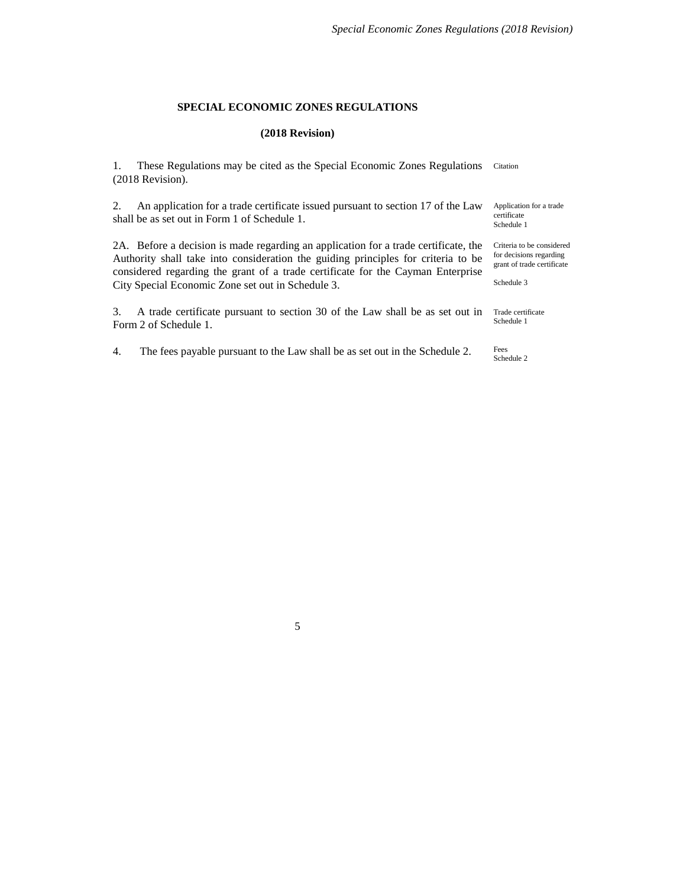**SPECIAL ECONOMIC ZONES REGULATIONS**

**(2018 Revision)**

1. These Regulations may be cited as the Special Economic Zones Regulations (2018 Revision).

Citation

2. An application for a trade certificate issued pursuant to section 17 of the Law shall be as set out in Form 1 of Schedule 1.

Application for a trade certificate
Schedule 1

2A. Before a decision is made regarding an application for a trade certificate, the Authority shall take into consideration the guiding principles for criteria to be considered regarding the grant of a trade certificate for the Cayman Enterprise City Special Economic Zone set out in Schedule 3.

Criteria to be considered for decisions regarding grant of trade certificate

Schedule 3

3. A trade certificate pursuant to section 30 of the Law shall be as set out in Form 2 of Schedule 1.

Trade certificate
Schedule 1

4. The fees payable pursuant to the Law shall be as set out in the Schedule 2.

Fees
Schedule 2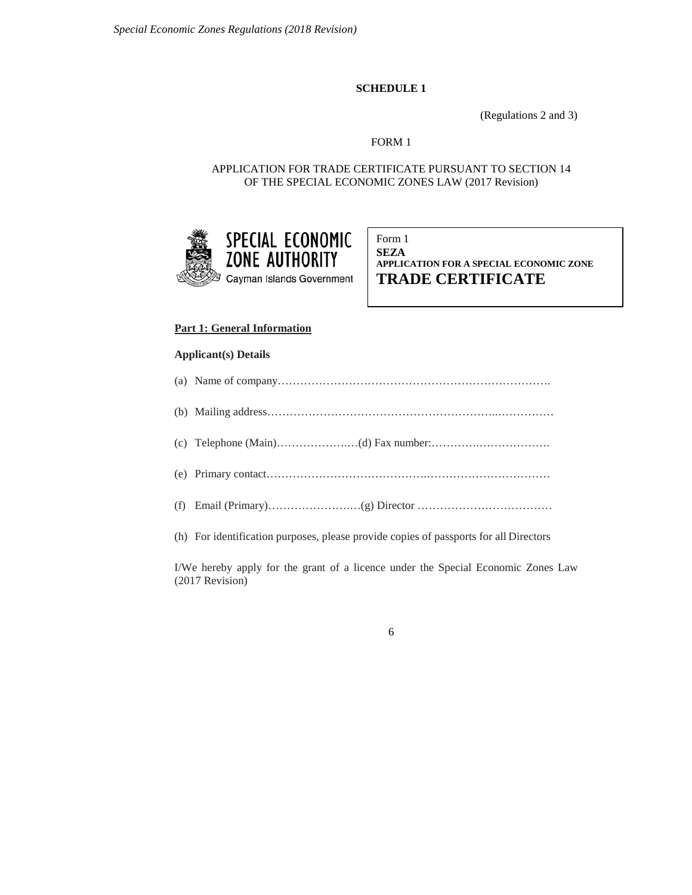**SCHEDULE 1**

(Regulations 2 and 3)

FORM 1

APPLICATION FOR TRADE CERTIFICATE PURSUANT TO SECTION 14 OF THE SPECIAL ECONOMIC ZONES LAW (2017 Revision)

SPECIAL ECONOMIC ZONE AUTHORITY
Cayman Islands Government

Form 1
**SEZA**
**APPLICATION FOR A SPECIAL ECONOMIC ZONE**
**TRADE CERTIFICATE**

**Part 1: General Information**

**Applicant(s) Details**

(a) Name of company……………………………………………………………….

(b) Mailing address………………………………………………………..……………

(c) Telephone (Main)…………………(d) Fax number:…………..……………….

(e) Primary contact……………………………………..……………………………

(f) Email (Primary)……………………(g) Director ………………………………

(h) For identification purposes, please provide copies of passports for all Directors

I/We hereby apply for the grant of a licence under the Special Economic Zones Law (2017 Revision)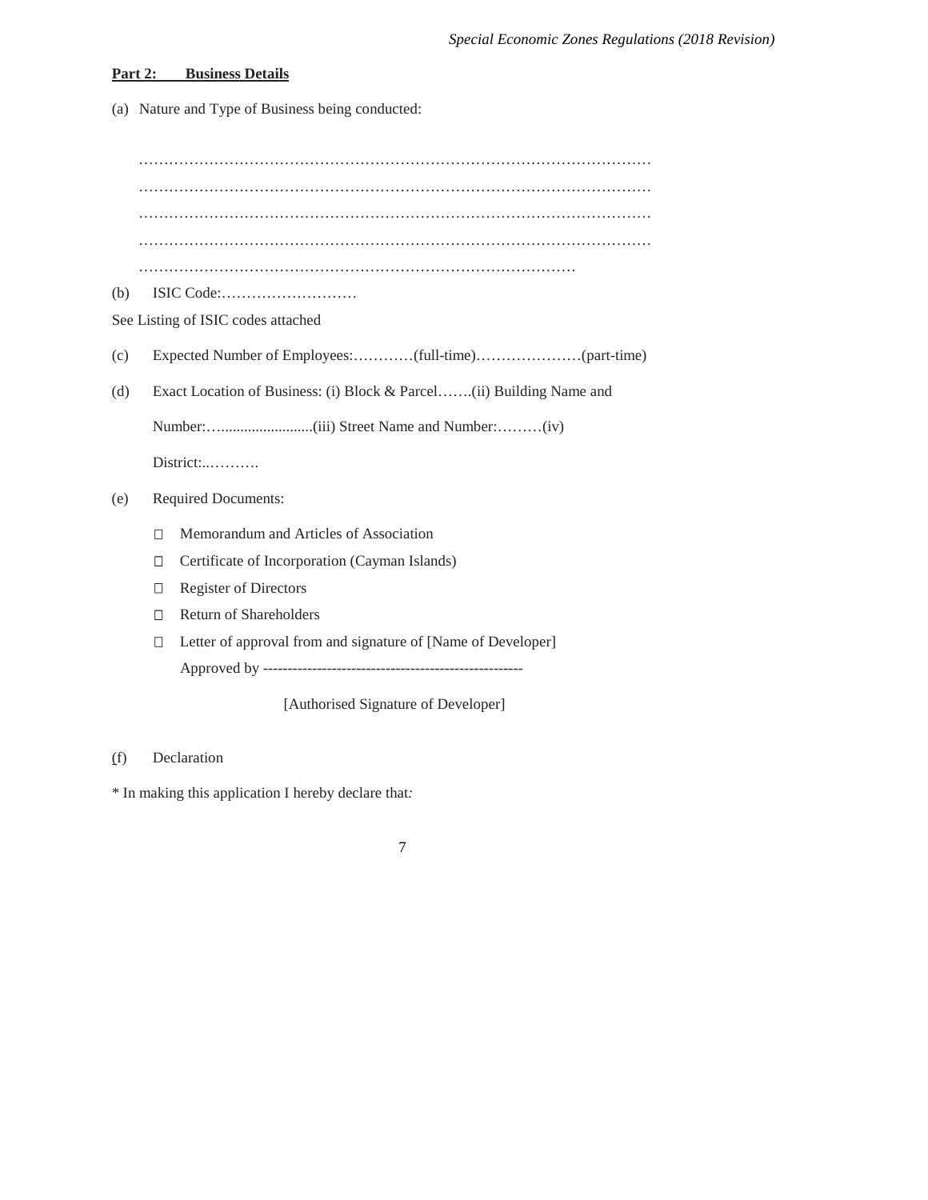**Part 2: Business Details**

(a) Nature and Type of Business being conducted:

…………………………………………………………………………………………
…………………………………………………………………………………………
…………………………………………………………………………………………
…………………………………………………………………………………………
………………………………………………………………………………

(b) ISIC Code:………………………

See Listing of ISIC codes attached

(c) Expected Number of Employees:…………(full-time)…………………(part-time)

(d) Exact Location of Business: (i) Block & Parcel…….(ii) Building Name and Number:…........................(iii) Street Name and Number:………(iv) District:..……….

(e) Required Documents:

- ☐ Memorandum and Articles of Association
- ☐ Certificate of Incorporation (Cayman Islands)
- ☐ Register of Directors
- ☐ Return of Shareholders
- ☐ Letter of approval from and signature of [Name of Developer]
  Approved by -----------------------------------------------------

  [Authorised Signature of Developer]

(f) Declaration

* In making this application I hereby declare that*:*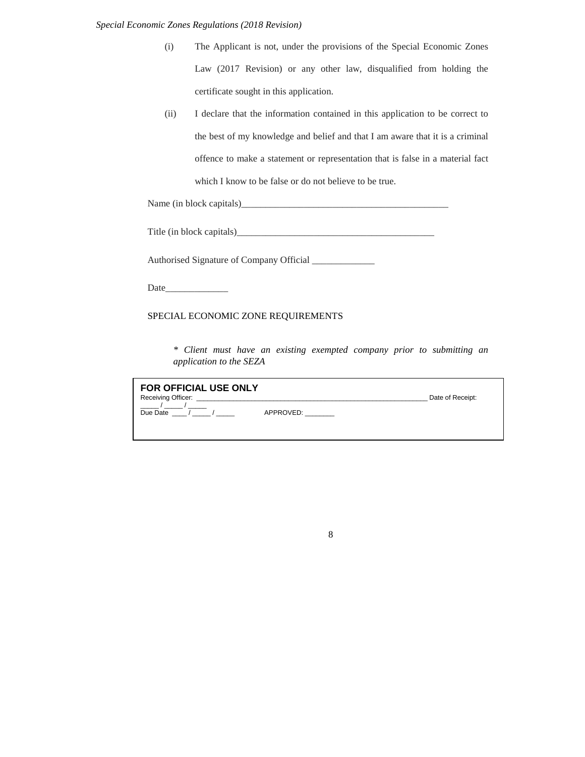(i) The Applicant is not, under the provisions of the Special Economic Zones Law (2017 Revision) or any other law, disqualified from holding the certificate sought in this application.

(ii) I declare that the information contained in this application to be correct to the best of my knowledge and belief and that I am aware that it is a criminal offence to make a statement or representation that is false in a material fact which I know to be false or do not believe to be true.

Name (in block capitals)_____________________________________________

Title (in block capitals)___________________________________________

Authorised Signature of Company Official _____________

Date_____________

SPECIAL ECONOMIC ZONE REQUIREMENTS

*\* Client must have an existing exempted company prior to submitting an application to the SEZA*

**FOR OFFICIAL USE ONLY**

Receiving Officer: ___________________________________________________________ Date of Receipt: _____ / _____ / _____

Due Date ____ / _____ / _____ APPROVED: ________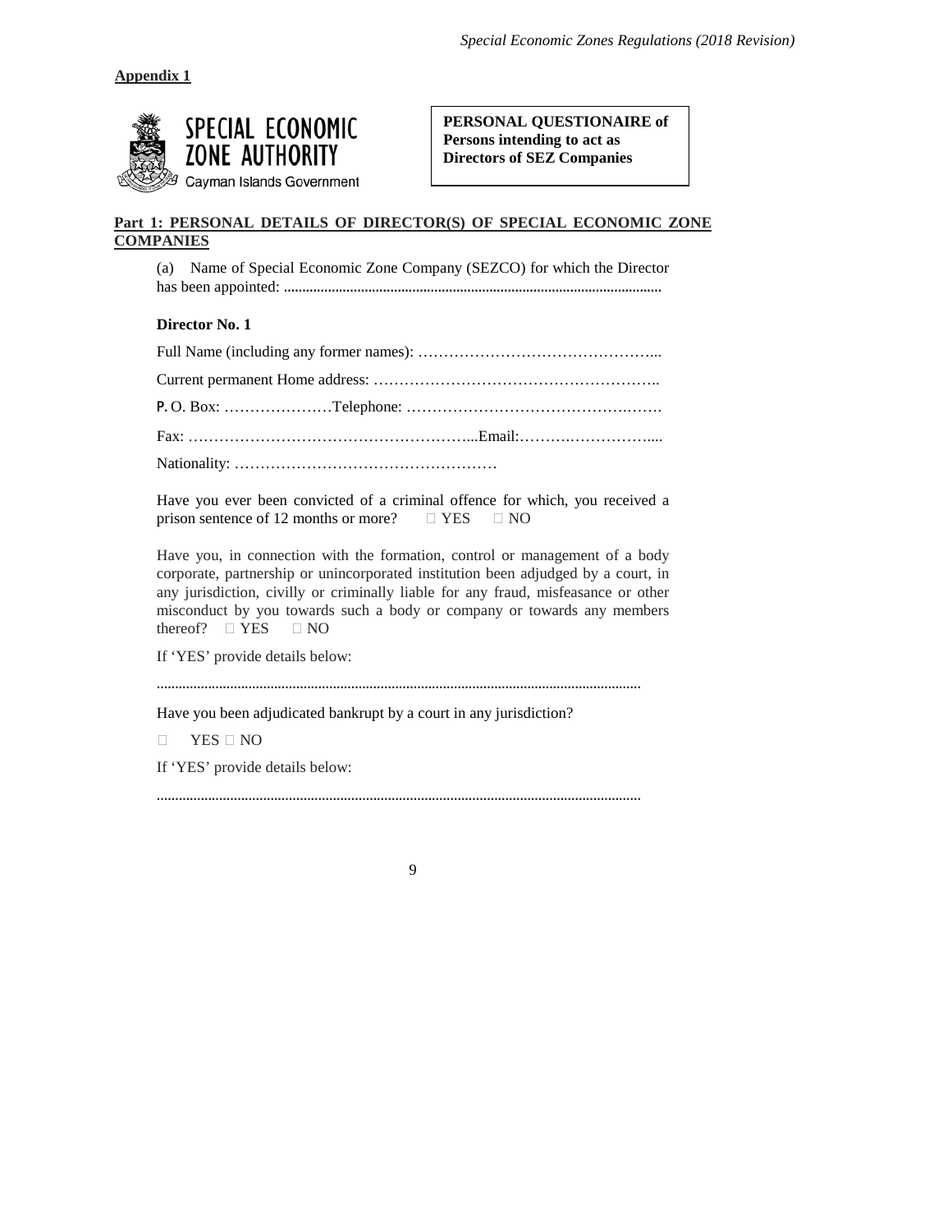**Appendix 1**

SPECIAL ECONOMIC ZONE AUTHORITY
Cayman Islands Government

**PERSONAL QUESTIONAIRE of Persons intending to act as Directors of SEZ Companies**

**Part 1: PERSONAL DETAILS OF DIRECTOR(S) OF SPECIAL ECONOMIC ZONE COMPANIES**

(a) Name of Special Economic Zone Company (SEZCO) for which the Director has been appointed: ......................................................................................................

**Director No. 1**

Full Name (including any former names): ………………………………………...

Current permanent Home address: ………………………………………………..

P. O. Box: …………………Telephone: ……………………………………….…….

Fax: ………………………………………………...Email:……………………....

Nationality: ……………………………………………

Have you ever been convicted of a criminal offence for which, you received a prison sentence of 12 months or more? ☐ YES ☐ NO

Have you, in connection with the formation, control or management of a body corporate, partnership or unincorporated institution been adjudged by a court, in any jurisdiction, civilly or criminally liable for any fraud, misfeasance or other misconduct by you towards such a body or company or towards any members thereof? ☐ YES ☐ NO

If 'YES' provide details below:

..................................................................................................................................

Have you been adjudicated bankrupt by a court in any jurisdiction?

☐ YES ☐ NO

If 'YES' provide details below:

..................................................................................................................................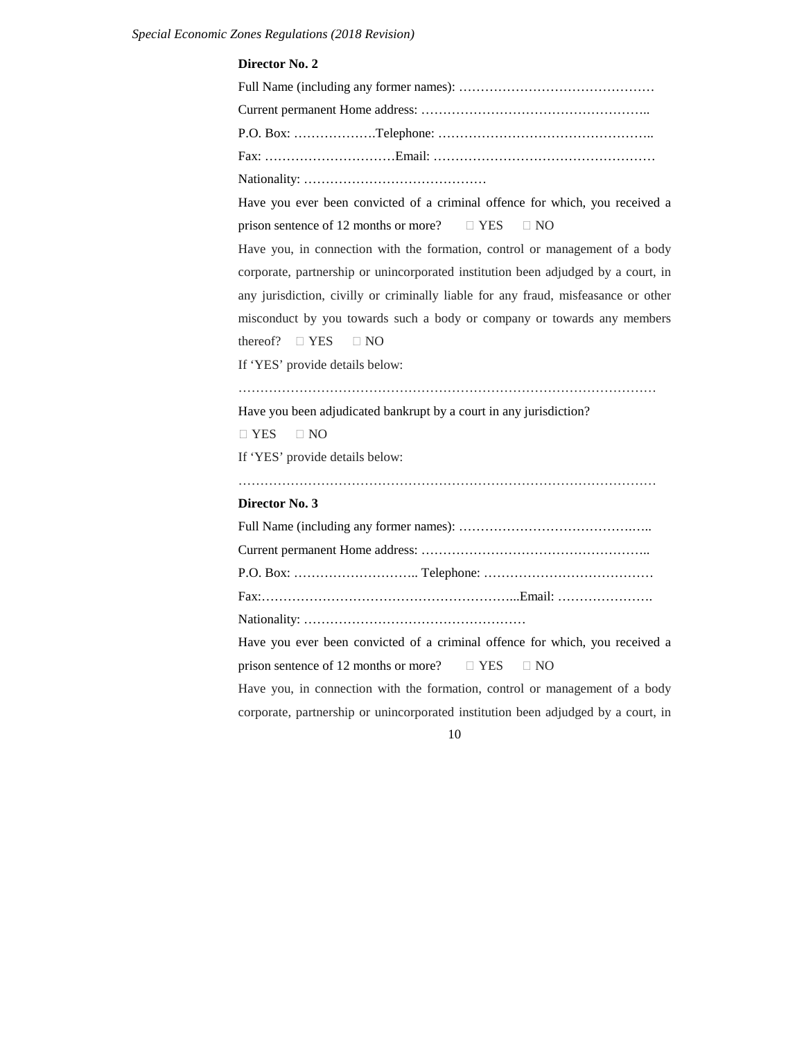**Director No. 2**

Full Name (including any former names): ………………………………………

Current permanent Home address: ……………………………………………..

P.O. Box: ………………Telephone: …………………………………………..

Fax: …………………………Email: ……………………………………………

Nationality: ……………………………………

Have you ever been convicted of a criminal offence for which, you received a prison sentence of 12 months or more?  YES  NO

Have you, in connection with the formation, control or management of a body corporate, partnership or unincorporated institution been adjudged by a court, in any jurisdiction, civilly or criminally liable for any fraud, misfeasance or other misconduct by you towards such a body or company or towards any members thereof?  YES  NO

If 'YES' provide details below:

……………………………………………………………………………………

Have you been adjudicated bankrupt by a court in any jurisdiction?

 YES  NO

If 'YES' provide details below:

……………………………………………………………………………………

**Director No. 3**

Full Name (including any former names): ……………………………………..

Current permanent Home address: ……………………………………………..

P.O. Box: ……………………….. Telephone: …………………………………

Fax:…………………………………………………...Email: ………………….

Nationality: ……………………………………………

Have you ever been convicted of a criminal offence for which, you received a prison sentence of 12 months or more?  YES  NO

Have you, in connection with the formation, control or management of a body corporate, partnership or unincorporated institution been adjudged by a court, in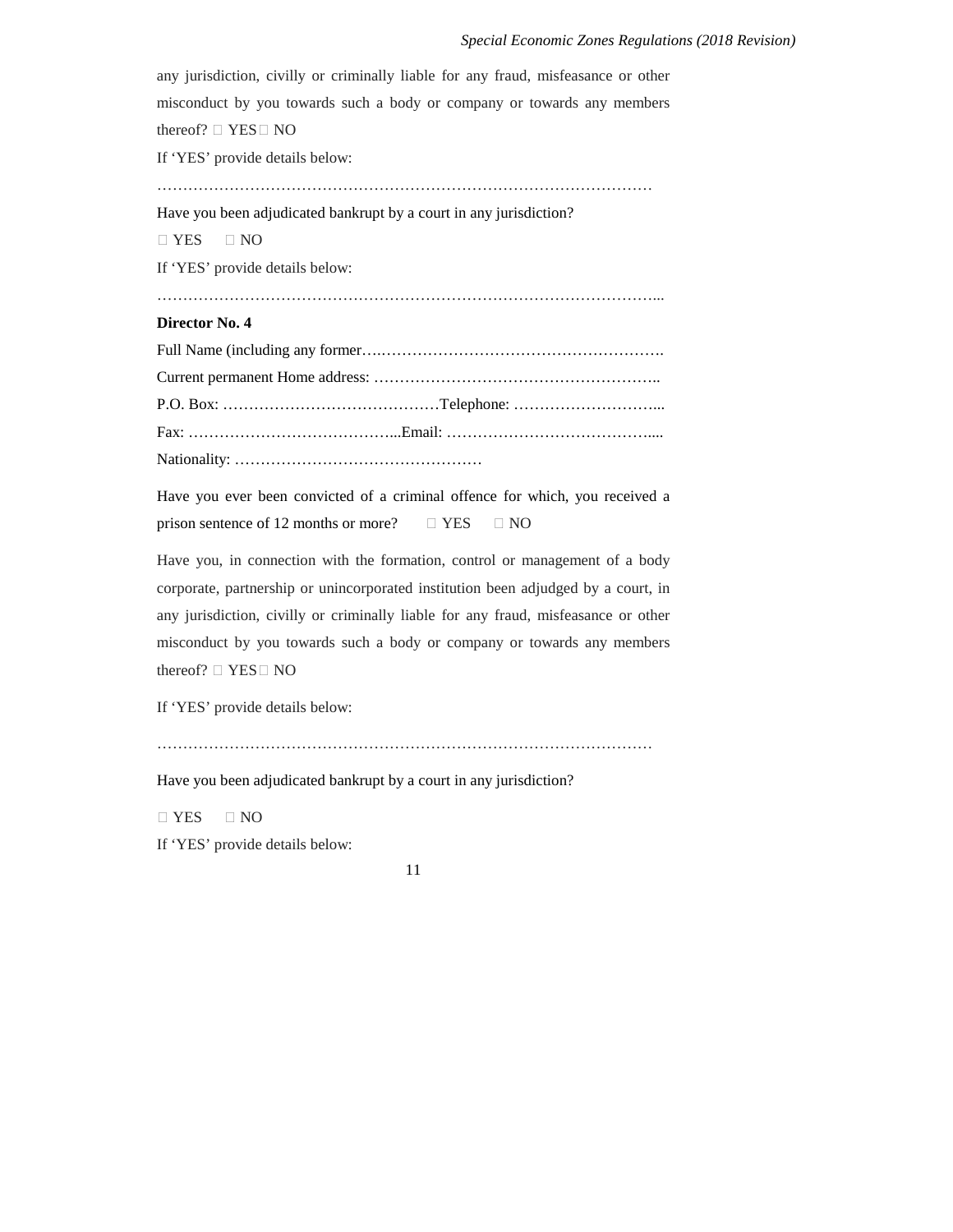any jurisdiction, civilly or criminally liable for any fraud, misfeasance or other misconduct by you towards such a body or company or towards any members thereof? ☐ YES ☐ NO

If 'YES' provide details below:

……………………………………………………………………………………

Have you been adjudicated bankrupt by a court in any jurisdiction?

☐ YES ☐ NO

If 'YES' provide details below:

……………………………………………………………………………………...

**Director No. 4**

Full Name (including any former…..……………………………………………….

Current permanent Home address: ………………………………………………..

P.O. Box: ……………………………………Telephone: ………………………...

Fax: …………………………………...Email: …………………………………....

Nationality: …………………………………………

Have you ever been convicted of a criminal offence for which, you received a prison sentence of 12 months or more? ☐ YES ☐ NO

Have you, in connection with the formation, control or management of a body corporate, partnership or unincorporated institution been adjudged by a court, in any jurisdiction, civilly or criminally liable for any fraud, misfeasance or other misconduct by you towards such a body or company or towards any members thereof? ☐ YES ☐ NO

If 'YES' provide details below:

……………………………………………………………………………………

Have you been adjudicated bankrupt by a court in any jurisdiction?

☐ YES ☐ NO

If 'YES' provide details below: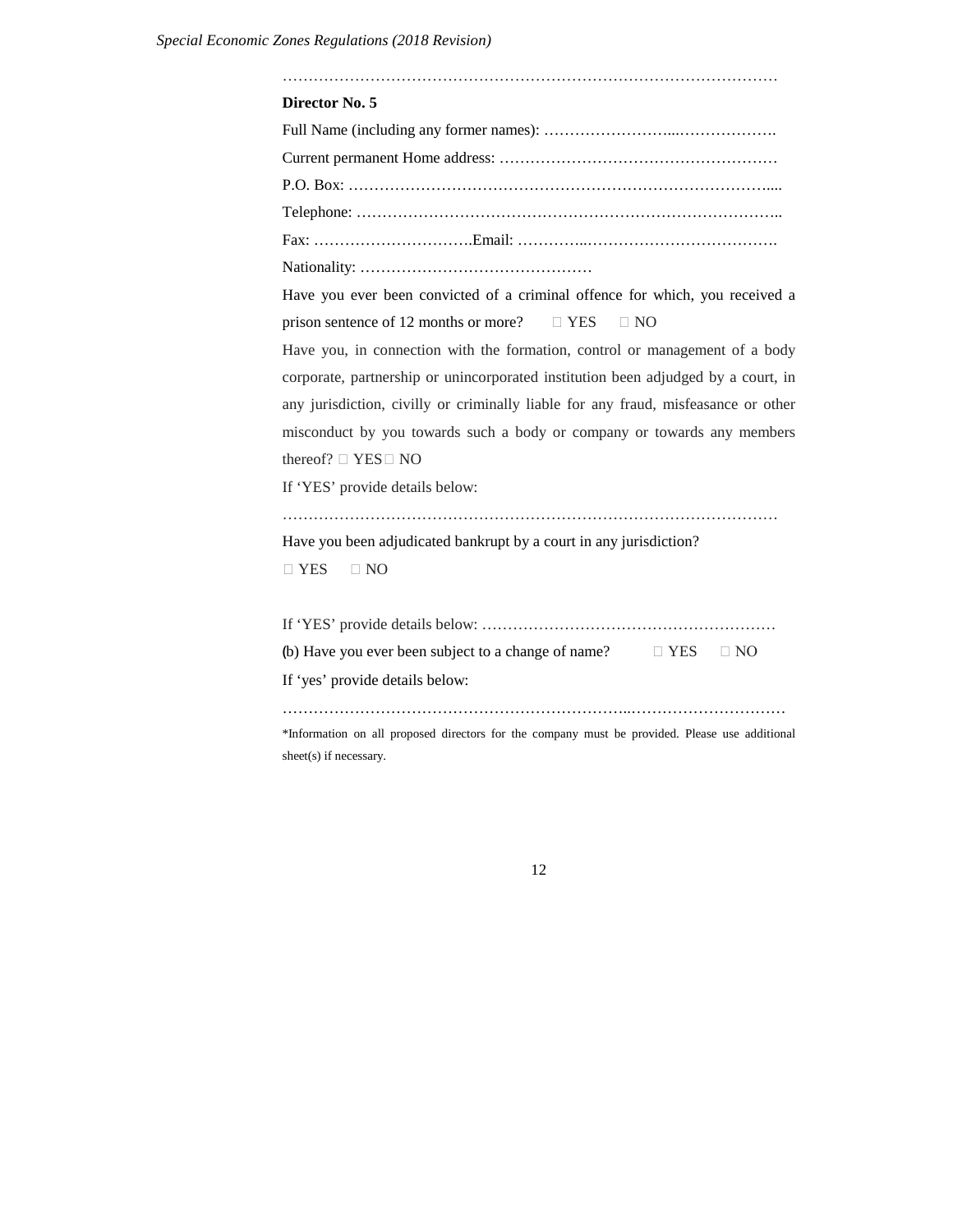…………………………………………………………………………………………

**Director No. 5**

Full Name (including any former names): ……………………...……………….

Current permanent Home address: ………………………………………………

P.O. Box: …………………………………………………………………………....

Telephone: ………………………………………………………………………..

Fax: ………………………….Email: …………..……………………………….

Nationality: ………………………………………

Have you ever been convicted of a criminal offence for which, you received a prison sentence of 12 months or more? ☐ YES ☐ NO

Have you, in connection with the formation, control or management of a body corporate, partnership or unincorporated institution been adjudged by a court, in any jurisdiction, civilly or criminally liable for any fraud, misfeasance or other misconduct by you towards such a body or company or towards any members thereof? ☐ YES ☐ NO

If 'YES' provide details below:

…………………………………………………………………………………………

Have you been adjudicated bankrupt by a court in any jurisdiction?

☐ YES ☐ NO

If 'YES' provide details below: …………………………………………………

(b) Have you ever been subject to a change of name? ☐ YES ☐ NO

If 'yes' provide details below:

…………………………………………………………..…………………………

*Information on all proposed directors for the company must be provided. Please use additional sheet(s) if necessary.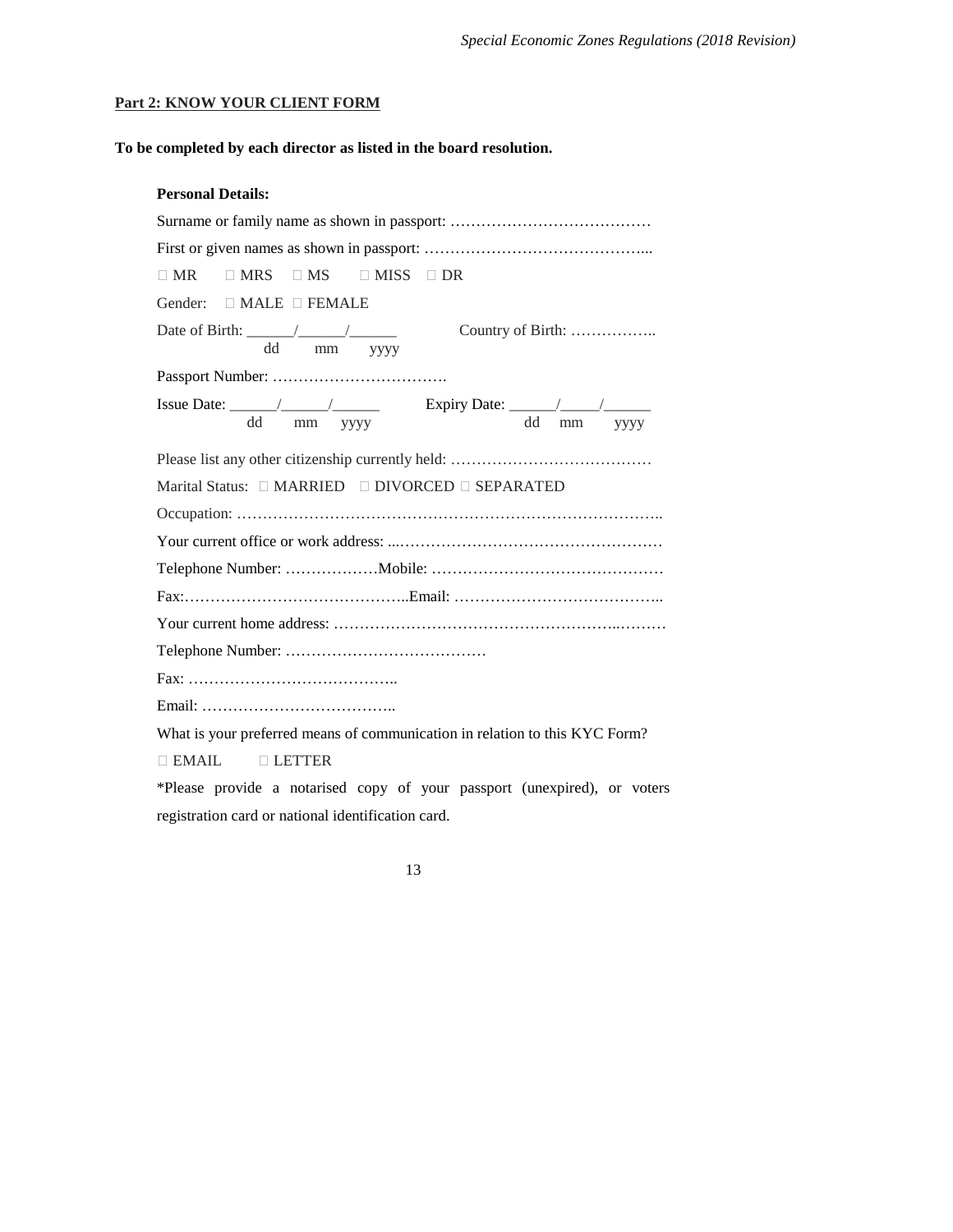**Part 2: KNOW YOUR CLIENT FORM**

**To be completed by each director as listed in the board resolution.**

**Personal Details:**

Surname or family name as shown in passport: …………………………………

First or given names as shown in passport: ……………………………………...

□ MR □ MRS □ MS □ MISS □ DR

Gender: □ MALE □ FEMALE

Date of Birth: ______/______/______ Country of Birth: …………….
dd mm yyyy

Passport Number: …………………………….

Issue Date: ______/______/______ Expiry Date: ______/_____/______
dd mm yyyy dd mm yyyy

Please list any other citizenship currently held: …………………………………

Marital Status: □ MARRIED □ DIVORCED □ SEPARATED

Occupation: ………………………………………………………………………..

Your current office or work address: ...……………………………………………

Telephone Number: ………………Mobile: ………………………………………

Fax:……………………………………..Email: …………………………………..

Your current home address: ……………………………………………..………

Telephone Number: …………………………………

Fax: …………………………………..

Email: ………………………………..

What is your preferred means of communication in relation to this KYC Form?

□ EMAIL □ LETTER

*Please provide a notarised copy of your passport (unexpired), or voters registration card or national identification card.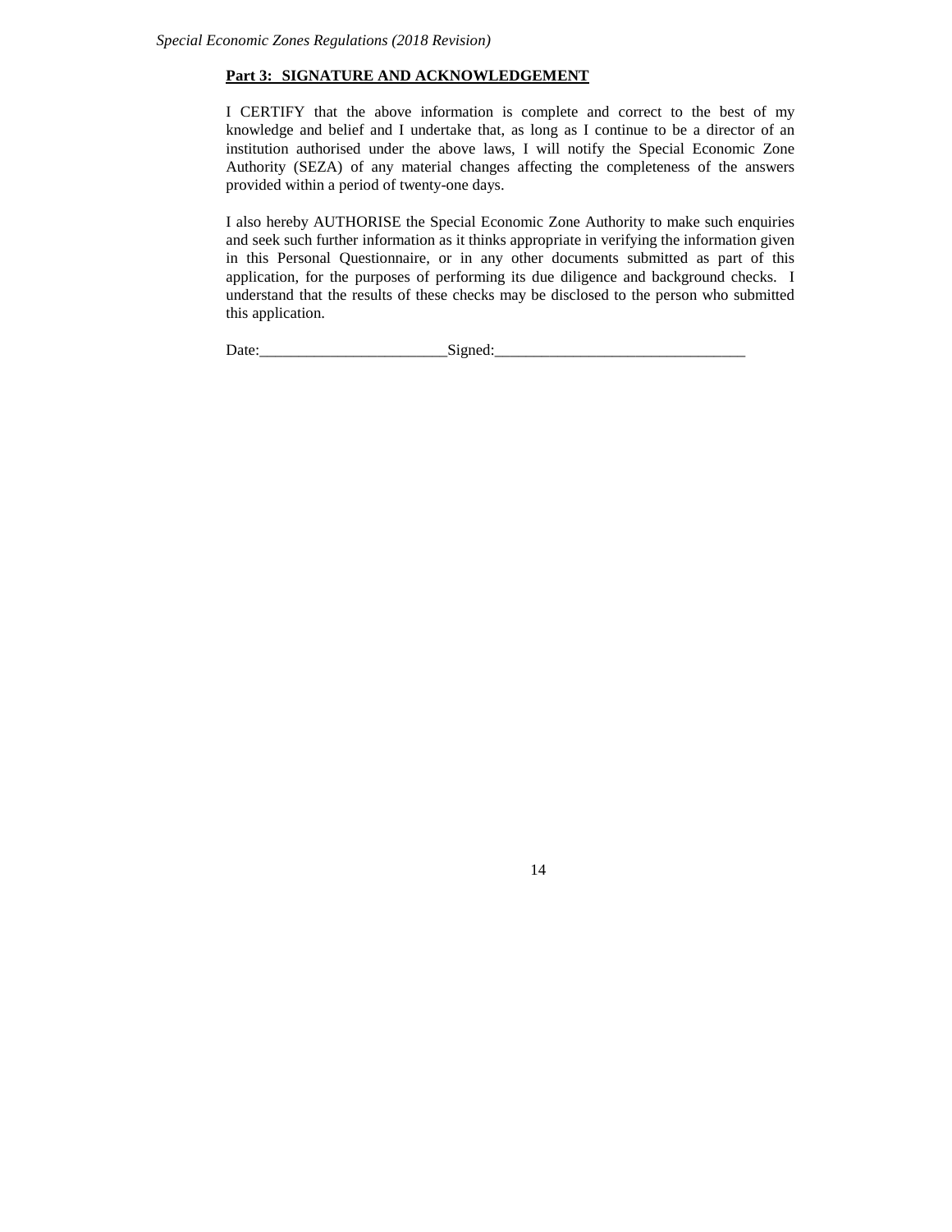**Part 3: SIGNATURE AND ACKNOWLEDGEMENT**

I CERTIFY that the above information is complete and correct to the best of my knowledge and belief and I undertake that, as long as I continue to be a director of an institution authorised under the above laws, I will notify the Special Economic Zone Authority (SEZA) of any material changes affecting the completeness of the answers provided within a period of twenty-one days.

I also hereby AUTHORISE the Special Economic Zone Authority to make such enquiries and seek such further information as it thinks appropriate in verifying the information given in this Personal Questionnaire, or in any other documents submitted as part of this application, for the purposes of performing its due diligence and background checks. I understand that the results of these checks may be disclosed to the person who submitted this application.

Date:________________________Signed:________________________________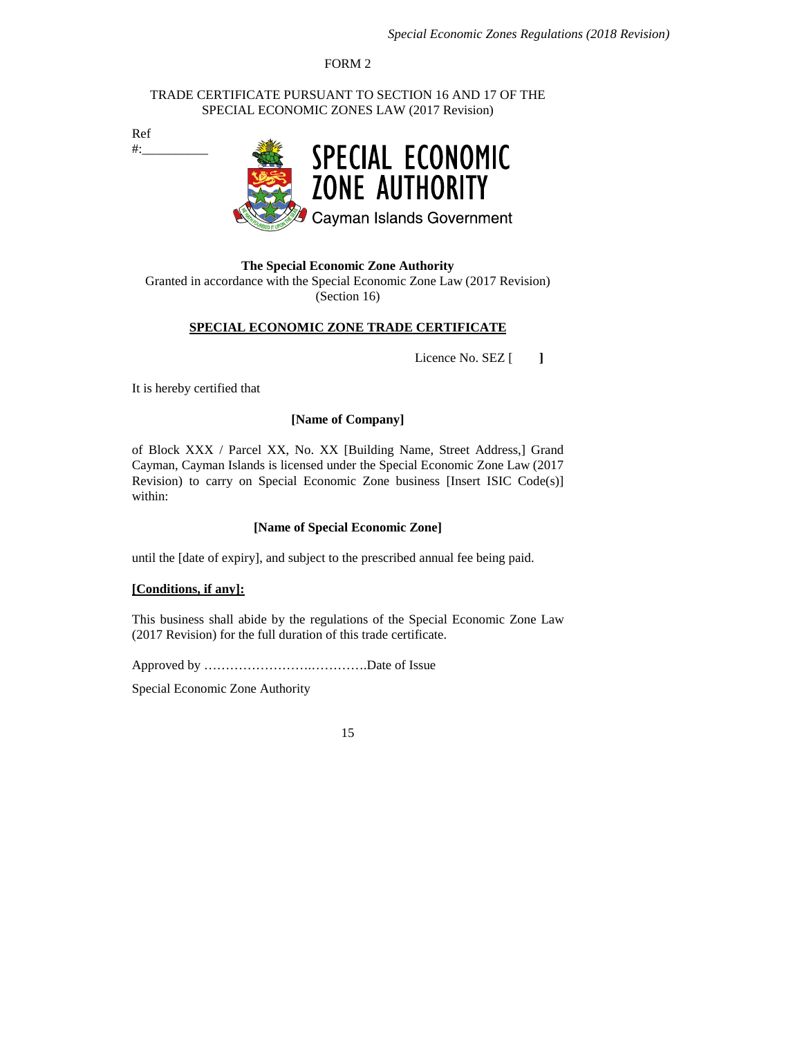FORM 2

TRADE CERTIFICATE PURSUANT TO SECTION 16 AND 17 OF THE SPECIAL ECONOMIC ZONES LAW (2017 Revision)

Ref #:__________

SPECIAL ECONOMIC ZONE AUTHORITY
Cayman Islands Government

**The Special Economic Zone Authority**
Granted in accordance with the Special Economic Zone Law (2017 Revision) (Section 16)

**SPECIAL ECONOMIC ZONE TRADE CERTIFICATE**

Licence No. SEZ [ **]**

It is hereby certified that

**[Name of Company]**

of Block XXX / Parcel XX, No. XX [Building Name, Street Address,] Grand Cayman, Cayman Islands is licensed under the Special Economic Zone Law (2017 Revision) to carry on Special Economic Zone business [Insert ISIC Code(s)] within:

**[Name of Special Economic Zone]**

until the [date of expiry], and subject to the prescribed annual fee being paid.

**[Conditions, if any]:**

This business shall abide by the regulations of the Special Economic Zone Law (2017 Revision) for the full duration of this trade certificate.

Approved by ………………………………….Date of Issue

Special Economic Zone Authority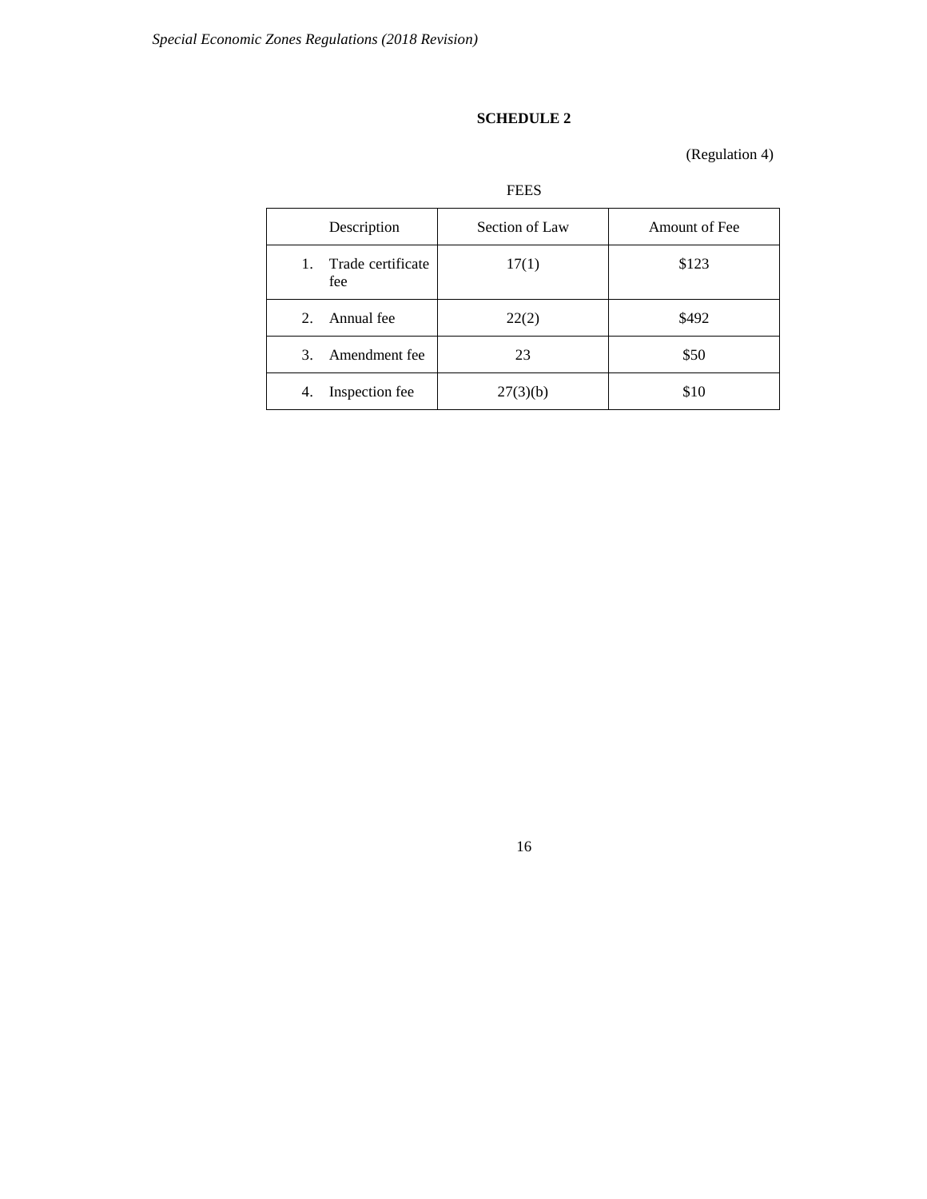## SCHEDULE 2

(Regulation 4)

FEES

| Description | Section of Law | Amount of Fee |
|---|---|---|
| 1. Trade certificate fee | 17(1) | $123 |
| 2. Annual fee | 22(2) | $492 |
| 3. Amendment fee | 23 | $50 |
| 4. Inspection fee | 27(3)(b) | $10 |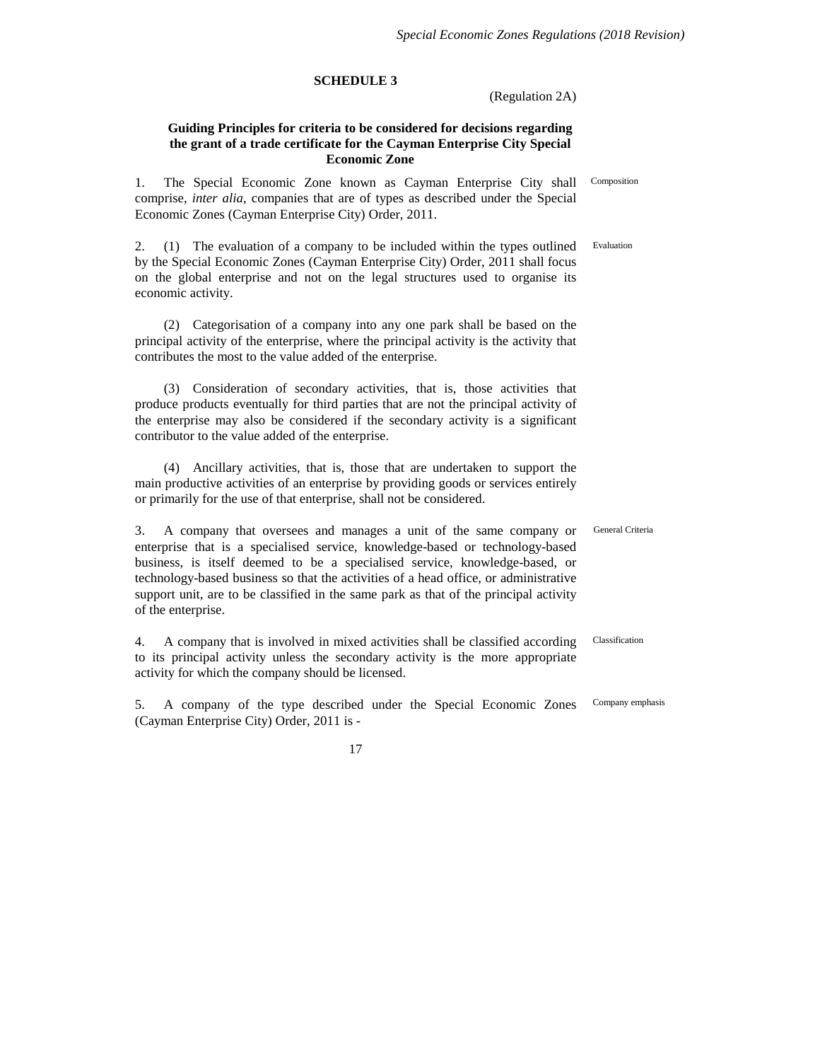## SCHEDULE 3

(Regulation 2A)

### Guiding Principles for criteria to be considered for decisions regarding the grant of a trade certificate for the Cayman Enterprise City Special Economic Zone

Composition

1. The Special Economic Zone known as Cayman Enterprise City shall comprise, *inter alia*, companies that are of types as described under the Special Economic Zones (Cayman Enterprise City) Order, 2011.

Evaluation

2. (1) The evaluation of a company to be included within the types outlined by the Special Economic Zones (Cayman Enterprise City) Order, 2011 shall focus on the global enterprise and not on the legal structures used to organise its economic activity.

(2) Categorisation of a company into any one park shall be based on the principal activity of the enterprise, where the principal activity is the activity that contributes the most to the value added of the enterprise.

(3) Consideration of secondary activities, that is, those activities that produce products eventually for third parties that are not the principal activity of the enterprise may also be considered if the secondary activity is a significant contributor to the value added of the enterprise.

(4) Ancillary activities, that is, those that are undertaken to support the main productive activities of an enterprise by providing goods or services entirely or primarily for the use of that enterprise, shall not be considered.

General Criteria

3. A company that oversees and manages a unit of the same company or enterprise that is a specialised service, knowledge-based or technology-based business, is itself deemed to be a specialised service, knowledge-based, or technology-based business so that the activities of a head office, or administrative support unit, are to be classified in the same park as that of the principal activity of the enterprise.

Classification

4. A company that is involved in mixed activities shall be classified according to its principal activity unless the secondary activity is the more appropriate activity for which the company should be licensed.

Company emphasis

5. A company of the type described under the Special Economic Zones (Cayman Enterprise City) Order, 2011 is -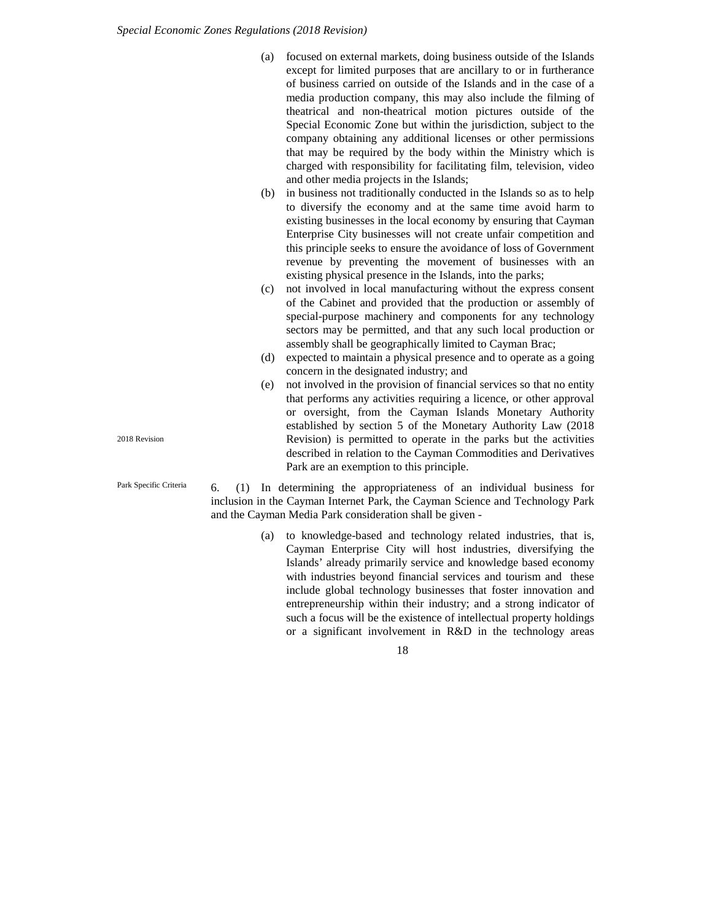(a) focused on external markets, doing business outside of the Islands except for limited purposes that are ancillary to or in furtherance of business carried on outside of the Islands and in the case of a media production company, this may also include the filming of theatrical and non-theatrical motion pictures outside of the Special Economic Zone but within the jurisdiction, subject to the company obtaining any additional licenses or other permissions that may be required by the body within the Ministry which is charged with responsibility for facilitating film, television, video and other media projects in the Islands;

(b) in business not traditionally conducted in the Islands so as to help to diversify the economy and at the same time avoid harm to existing businesses in the local economy by ensuring that Cayman Enterprise City businesses will not create unfair competition and this principle seeks to ensure the avoidance of loss of Government revenue by preventing the movement of businesses with an existing physical presence in the Islands, into the parks;

(c) not involved in local manufacturing without the express consent of the Cabinet and provided that the production or assembly of special-purpose machinery and components for any technology sectors may be permitted, and that any such local production or assembly shall be geographically limited to Cayman Brac;

(d) expected to maintain a physical presence and to operate as a going concern in the designated industry; and

(e) not involved in the provision of financial services so that no entity that performs any activities requiring a licence, or other approval or oversight, from the Cayman Islands Monetary Authority established by section 5 of the Monetary Authority Law (2018 Revision) is permitted to operate in the parks but the activities described in relation to the Cayman Commodities and Derivatives Park are an exemption to this principle.

2018 Revision

Park Specific Criteria

6. (1) In determining the appropriateness of an individual business for inclusion in the Cayman Internet Park, the Cayman Science and Technology Park and the Cayman Media Park consideration shall be given -

(a) to knowledge-based and technology related industries, that is, Cayman Enterprise City will host industries, diversifying the Islands' already primarily service and knowledge based economy with industries beyond financial services and tourism and these include global technology businesses that foster innovation and entrepreneurship within their industry; and a strong indicator of such a focus will be the existence of intellectual property holdings or a significant involvement in R&D in the technology areas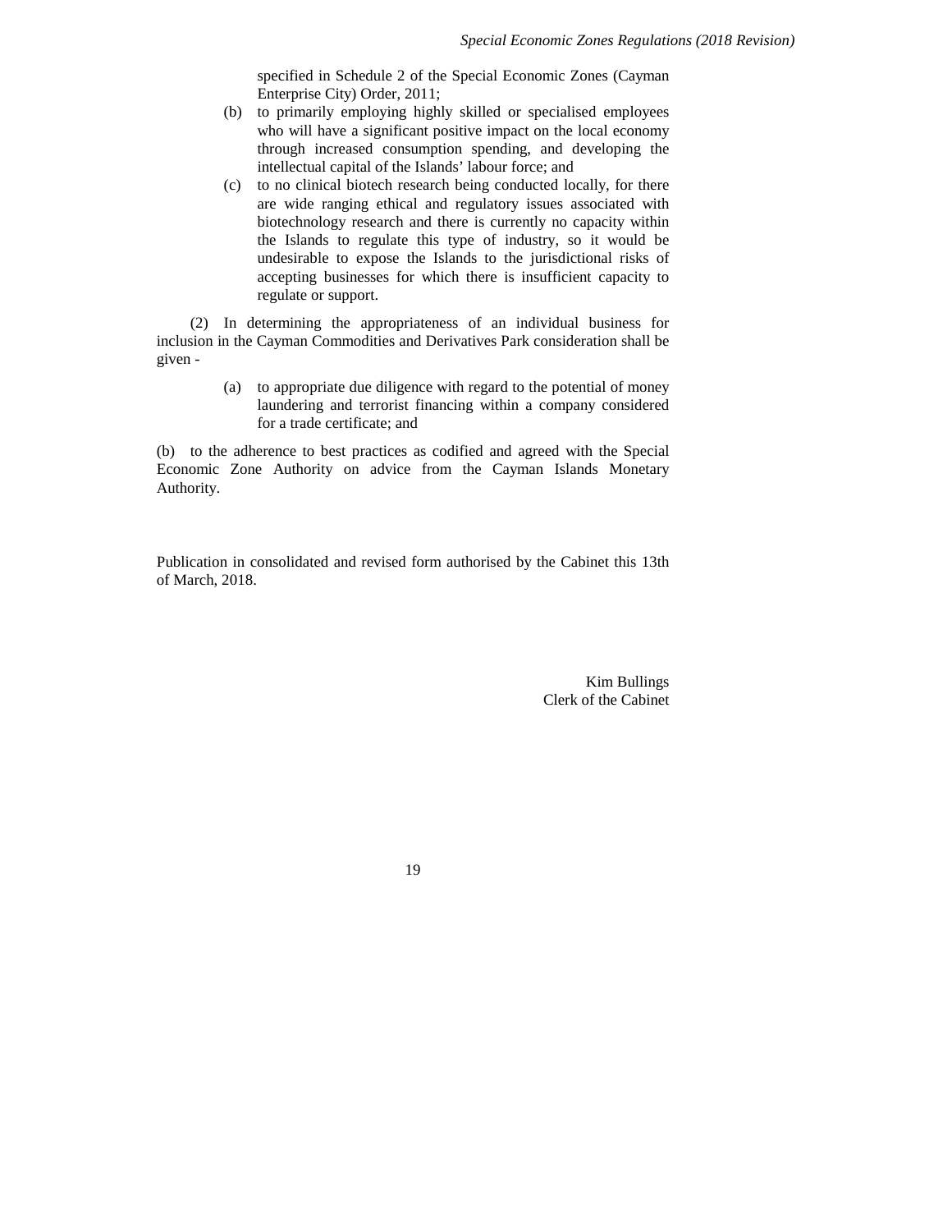specified in Schedule 2 of the Special Economic Zones (Cayman Enterprise City) Order, 2011;

(b) to primarily employing highly skilled or specialised employees who will have a significant positive impact on the local economy through increased consumption spending, and developing the intellectual capital of the Islands' labour force; and

(c) to no clinical biotech research being conducted locally, for there are wide ranging ethical and regulatory issues associated with biotechnology research and there is currently no capacity within the Islands to regulate this type of industry, so it would be undesirable to expose the Islands to the jurisdictional risks of accepting businesses for which there is insufficient capacity to regulate or support.

(2) In determining the appropriateness of an individual business for inclusion in the Cayman Commodities and Derivatives Park consideration shall be given -

(a) to appropriate due diligence with regard to the potential of money laundering and terrorist financing within a company considered for a trade certificate; and

(b) to the adherence to best practices as codified and agreed with the Special Economic Zone Authority on advice from the Cayman Islands Monetary Authority.

Publication in consolidated and revised form authorised by the Cabinet this 13th of March, 2018.

Kim Bullings
Clerk of the Cabinet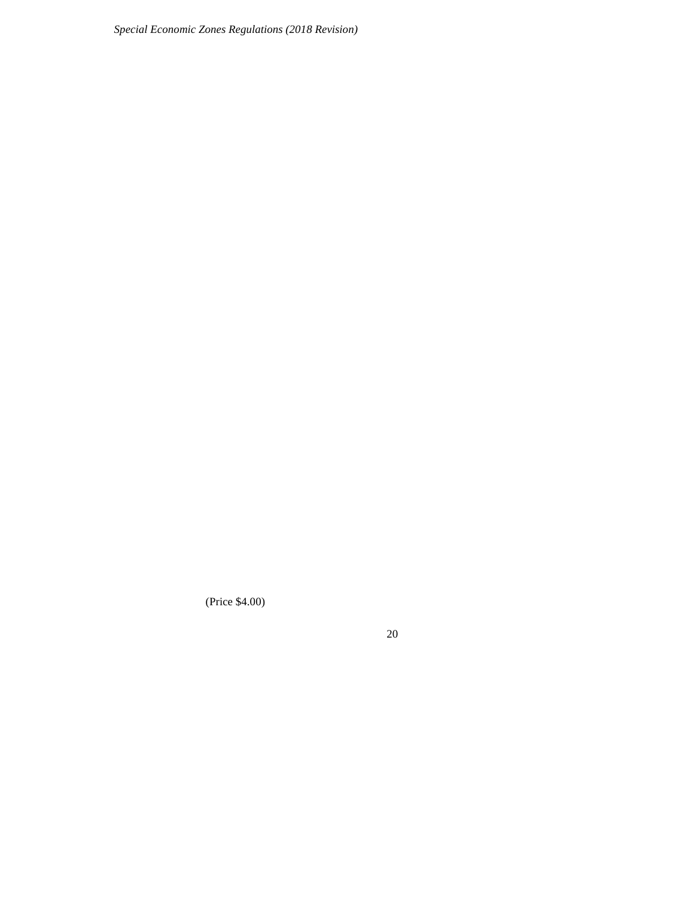(Price $4.00)